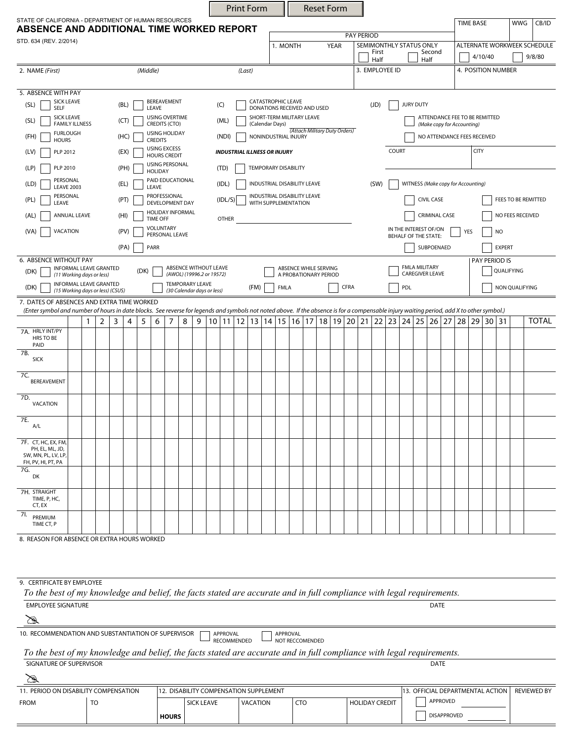STATE OF CALIFORNIA - DEPARTMENT OF HUMAN RESOURCES

# ABSENCE AND ADDITIONAL TIME WORKED REPORT

STD. 634 (REV. 2/2014)

| PAY PERIOD | | | | TIME BASE | WWG | CB/ID |
|---|---|---|---|---|---|---|
| 1. MONTH | YEAR | SEMIMONTHLY STATUS ONLY: ☐ First Half ☐ Second Half | | ALTERNATE WORKWEEK SCHEDULE: ☐ 4/10/40 ☐ 9/8/80 | | |

| 2. NAME (First) | (Middle) | (Last) | 3. EMPLOYEE ID | 4. POSITION NUMBER |
|---|---|---|---|---|
| | | | | |

## 5. ABSENCE WITH PAY

- (SL) ☐ SICK LEAVE SELF
- (SL) ☐ SICK LEAVE FAMILY ILLNESS
- (FH) ☐ FURLOUGH HOURS
- (LV) ☐ PLP 2012
- (LP) ☐ PLP 2010
- (LD) ☐ PERSONAL LEAVE 2003
- (PL) ☐ PERSONAL LEAVE
- (AL) ☐ ANNUAL LEAVE
- (VA) ☐ VACATION
- (BL) ☐ BEREAVEMENT LEAVE
- (CT) ☐ USING OVERTIME CREDITS (CTO)
- (HC) ☐ USING HOLIDAY CREDITS
- (EX) ☐ USING EXCESS HOURS CREDIT
- (PH) ☐ USING PERSONAL HOLIDAY
- (EL) ☐ PAID EDUCATIONAL LEAVE
- (PT) ☐ PROFESSIONAL DEVELOPMENT DAY
- (HI) ☐ HOLIDAY INFORMAL TIME OFF
- (PV) ☐ VOLUNTARY PERSONAL LEAVE
- (PA) ☐ PARR
- (C) ☐ CATASTROPHIC LEAVE DONATIONS RECEIVED AND USED
- (ML) ☐ SHORT-TERM MILITARY LEAVE (Calendar Days) *(Attach Military Duty Orders)*
- (NDI) ☐ NONINDUSTRIAL INJURY

***INDUSTRIAL ILLNESS OR INJURY***

- (TD) ☐ TEMPORARY DISABILITY
- (IDL) ☐ INDUSTRIAL DISABILITY LEAVE
- (IDL/S) ☐ INDUSTRIAL DISABILITY LEAVE WITH SUPPLEMENTATION
- OTHER ____________________

- (JD) ☐ JURY DUTY
  - ☐ ATTENDANCE FEE TO BE REMITTED *(Make copy for Accounting)*
  - ☐ NO ATTENDANCE FEES RECEIVED
  - COURT ________ CITY ________
- (SW) ☐ WITNESS *(Make copy for Accounting)*
  - ☐ CIVIL CASE ☐ FEES TO BE REMITTED
  - ☐ CRIMINAL CASE ☐ NO FEES RECEIVED
  - IN THE INTEREST OF/ON BEHALF OF THE STATE: ☐ YES ☐ NO
  - ☐ SUBPOENAED ☐ EXPERT

## 6. ABSENCE WITHOUT PAY

- (DK) ☐ INFORMAL LEAVE GRANTED *(11 Working days or less)*
- (DK) ☐ INFORMAL LEAVE GRANTED *(15 Working days or less) (CSUS)*
- (DK) ☐ ABSENCE WITHOUT LEAVE *(AWOL) (19996.2 or 19572)*
- ☐ TEMPORARY LEAVE *(30 Calendar days or less)*
- ☐ ABSENCE WHILE SERVING A PROBATIONARY PERIOD
- (FM) ☐ FMLA
- ☐ CFRA
- ☐ FMLA MILITARY CAREGIVER LEAVE
- ☐ PDL

PAY PERIOD IS: ☐ QUALIFYING ☐ NON QUALIFYING

## 7. DATES OF ABSENCES AND EXTRA TIME WORKED

*(Enter symbol and number of hours in date blocks. See reverse for legends and symbols not noted above. If the absence is for a compensable injury waiting period, add X to other symbol.)*

| | 1 | 2 | 3 | 4 | 5 | 6 | 7 | 8 | 9 | 10 | 11 | 12 | 13 | 14 | 15 | 16 | 17 | 18 | 19 | 20 | 21 | 22 | 23 | 24 | 25 | 26 | 27 | 28 | 29 | 30 | 31 | | TOTAL |
|---|---|---|---|---|---|---|---|---|---|---|---|---|---|---|---|---|---|---|---|---|---|---|---|---|---|---|---|---|---|---|---|---|---|
| 7A. HRLY INT/PY HRS TO BE PAID | | | | | | | | | | | | | | | | | | | | | | | | | | | | | | | | | |
| 7B. SICK | | | | | | | | | | | | | | | | | | | | | | | | | | | | | | | | | |
| 7C. BEREAVEMENT | | | | | | | | | | | | | | | | | | | | | | | | | | | | | | | | | |
| 7D. VACATION | | | | | | | | | | | | | | | | | | | | | | | | | | | | | | | | | |
| 7E. A/L | | | | | | | | | | | | | | | | | | | | | | | | | | | | | | | | | |
| 7F. CT, HC, EX, FM, PH, EL, ML, JD, SW, MN, PL, LV, LP, FH, PV, HI, PT, PA | | | | | | | | | | | | | | | | | | | | | | | | | | | | | | | | | |
| 7G. DK | | | | | | | | | | | | | | | | | | | | | | | | | | | | | | | | | |
| 7H. STRAIGHT TIME, P, HC, CT, EX | | | | | | | | | | | | | | | | | | | | | | | | | | | | | | | | | |
| 7I. PREMIUM TIME CT, P | | | | | | | | | | | | | | | | | | | | | | | | | | | | | | | | | |

## 8. REASON FOR ABSENCE OR EXTRA HOURS WORKED

## 9. CERTIFICATE BY EMPLOYEE

*To the best of my knowledge and belief, the facts stated are accurate and in full compliance with legal requirements.*

EMPLOYEE SIGNATURE ____________________ DATE ________

## 10. RECOMMENDATION AND SUBSTANTIATION OF SUPERVISOR

☐ APPROVAL RECOMMENDED ☐ APPROVAL NOT RECCOMENDED

*To the best of my knowledge and belief, the facts stated are accurate and in full compliance with legal requirements.*

SIGNATURE OF SUPERVISOR ____________________ DATE ________

| 11. PERIOD ON DISABILITY COMPENSATION | | 12. DISABILITY COMPENSATION SUPPLEMENT | | | | | 13. OFFICIAL DEPARTMENTAL ACTION | REVIEWED BY |
|---|---|---|---|---|---|---|---|---|
| FROM | TO | | SICK LEAVE | VACATION | CTO | HOLIDAY CREDIT | ☐ APPROVED | |
| | | **HOURS** | | | | | ☐ DISAPPROVED | |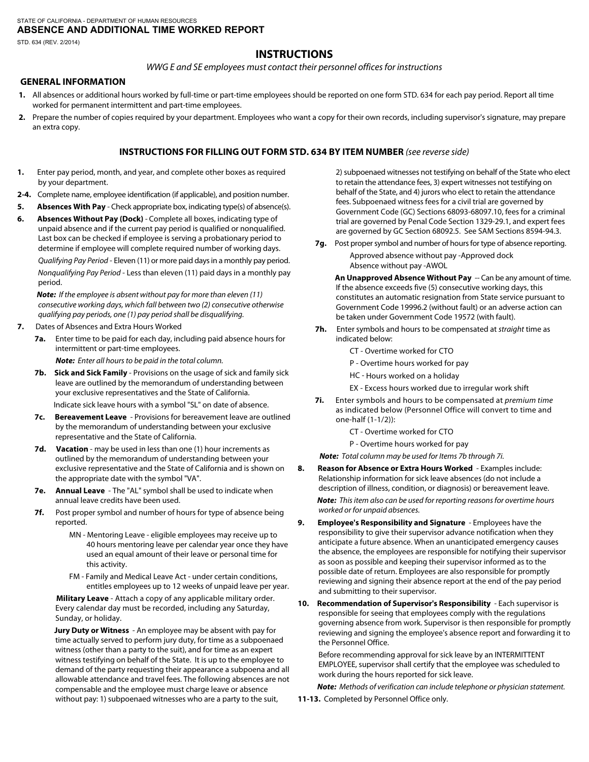STATE OF CALIFORNIA - DEPARTMENT OF HUMAN RESOURCES

**ABSENCE AND ADDITIONAL TIME WORKED REPORT**

STD. 634 (REV. 2/2014)

# INSTRUCTIONS

*WWG E and SE employees must contact their personnel offices for instructions*

## GENERAL INFORMATION

1. All absences or additional hours worked by full-time or part-time employees should be reported on one form STD. 634 for each pay period. Report all time worked for permanent intermittent and part-time employees.
2. Prepare the number of copies required by your department. Employees who want a copy for their own records, including supervisor's signature, may prepare an extra copy.

## INSTRUCTIONS FOR FILLING OUT FORM STD. 634 BY ITEM NUMBER *(see reverse side)*

**1.** Enter pay period, month, and year, and complete other boxes as required by your department.

**2-4.** Complete name, employee identification (if applicable), and position number.

**5. Absences With Pay** - Check appropriate box, indicating type(s) of absence(s).

**6. Absences Without Pay (Dock)** - Complete all boxes, indicating type of unpaid absence and if the current pay period is qualified or nonqualified. Last box can be checked if employee is serving a probationary period to determine if employee will complete required number of working days.

*Qualifying Pay Period* - Eleven (11) or more paid days in a monthly pay period.

*Nonqualifying Pay Period* - Less than eleven (11) paid days in a monthly pay period.

***Note:*** *If the employee is absent without pay for more than eleven (11) consecutive working days, which fall between two (2) consecutive otherwise qualifying pay periods, one (1) pay period shall be disqualifying.*

**7.** Dates of Absences and Extra Hours Worked

**7a.** Enter time to be paid for each day, including paid absence hours for intermittent or part-time employees.

***Note:*** *Enter all hours to be paid in the total column.*

**7b. Sick and Sick Family** - Provisions on the usage of sick and family sick leave are outlined by the memorandum of understanding between your exclusive representatives and the State of California.

Indicate sick leave hours with a symbol "SL" on date of absence.

**7c. Bereavement Leave** - Provisions for bereavement leave are outlined by the memorandum of understanding between your exclusive representative and the State of California.

**7d. Vacation** - may be used in less than one (1) hour increments as outlined by the memorandum of understanding between your exclusive representative and the State of California and is shown on the appropriate date with the symbol "VA".

**7e. Annual Leave** - The "AL" symbol shall be used to indicate when annual leave credits have been used.

**7f.** Post proper symbol and number of hours for type of absence being reported.

- MN - Mentoring Leave - eligible employees may receive up to 40 hours mentoring leave per calendar year once they have used an equal amount of their leave or personal time for this activity.
- FM - Family and Medical Leave Act - under certain conditions, entitles employees up to 12 weeks of unpaid leave per year.

**Military Leave** - Attach a copy of any applicable military order. Every calendar day must be recorded, including any Saturday, Sunday, or holiday.

**Jury Duty or Witness** - An employee may be absent with pay for time actually served to perform jury duty, for time as a subpoenaed witness (other than a party to the suit), and for time as an expert witness testifying on behalf of the State. It is up to the employee to demand of the party requesting their appearance a subpoena and all allowable attendance and travel fees. The following absences are not compensable and the employee must charge leave or absence without pay: 1) subpoenaed witnesses who are a party to the suit, 2) subpoenaed witnesses not testifying on behalf of the State who elect to retain the attendance fees, 3) expert witnesses not testifying on behalf of the State, and 4) jurors who elect to retain the attendance fees. Subpoenaed witness fees for a civil trial are governed by Government Code (GC) Sections 68093-68097.10, fees for a criminal trial are governed by Penal Code Section 1329-29.1, and expert fees are governed by GC Section 68092.5. See SAM Sections 8594-94.3.

**7g.** Post proper symbol and number of hours for type of absence reporting.

Approved absence without pay -Approved dock
Absence without pay -AWOL

**An Unapproved Absence Without Pay** -- Can be any amount of time. If the absence exceeds five (5) consecutive working days, this constitutes an automatic resignation from State service pursuant to Government Code 19996.2 (without fault) or an adverse action can be taken under Government Code 19572 (with fault).

**7h.** Enter symbols and hours to be compensated at *straight* time as indicated below:

- CT - Overtime worked for CTO
- P - Overtime hours worked for pay
- HC - Hours worked on a holiday
- EX - Excess hours worked due to irregular work shift

**7i.** Enter symbols and hours to be compensated at *premium time* as indicated below (Personnel Office will convert to time and one-half (1-1/2)):

- CT - Overtime worked for CTO
- P - Overtime hours worked for pay

***Note:*** *Total column may be used for Items 7b through 7i.*

**8. Reason for Absence or Extra Hours Worked** - Examples include: Relationship information for sick leave absences (do not include a description of illness, condition, or diagnosis) or bereavement leave.

***Note:*** *This item also can be used for reporting reasons for overtime hours worked or for unpaid absences.*

**9. Employee's Responsibility and Signature** - Employees have the responsibility to give their supervisor advance notification when they anticipate a future absence. When an unanticipated emergency causes the absence, the employees are responsible for notifying their supervisor as soon as possible and keeping their supervisor informed as to the possible date of return. Employees are also responsible for promptly reviewing and signing their absence report at the end of the pay period and submitting to their supervisor.

**10. Recommendation of Supervisor's Responsibility** - Each supervisor is responsible for seeing that employees comply with the regulations governing absence from work. Supervisor is then responsible for promptly reviewing and signing the employee's absence report and forwarding it to the Personnel Office.

Before recommending approval for sick leave by an INTERMITTENT EMPLOYEE, supervisor shall certify that the employee was scheduled to work during the hours reported for sick leave.

***Note:*** *Methods of verification can include telephone or physician statement.*

**11-13.** Completed by Personnel Office only.